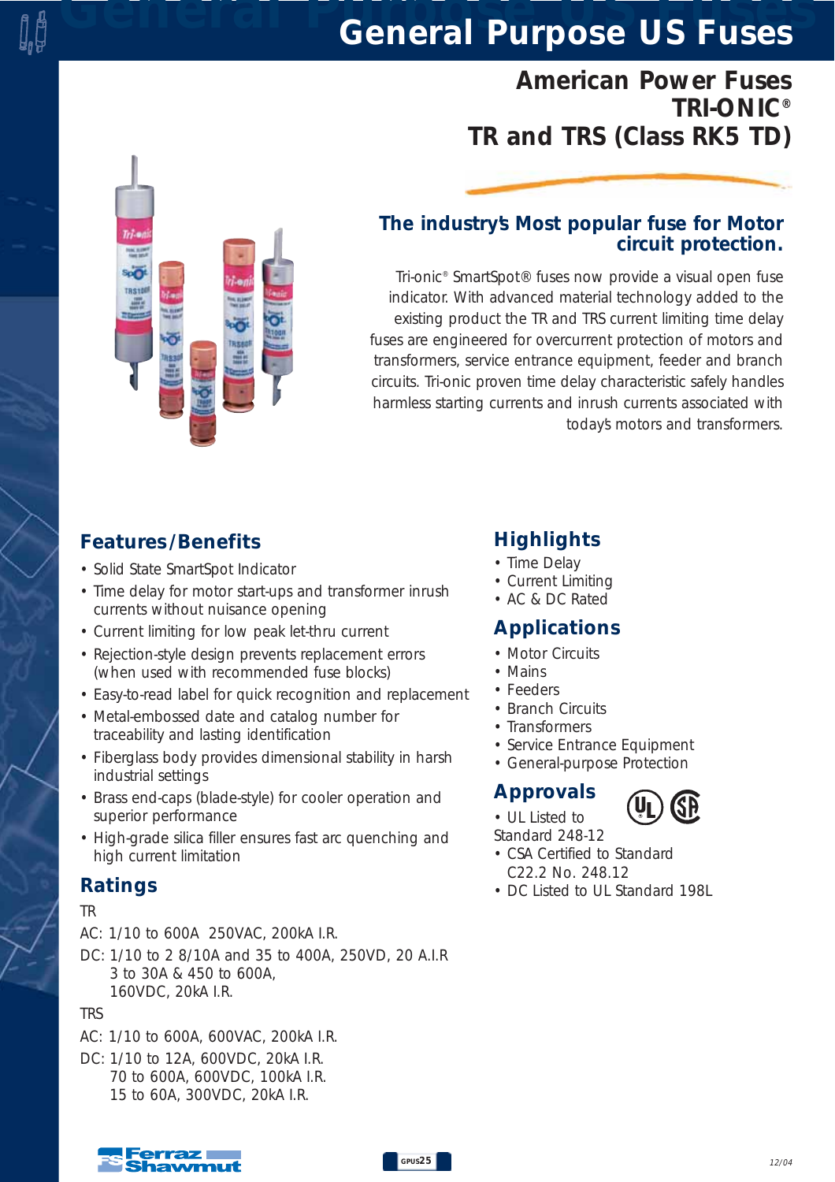# General Purpose US Fuses

## American Power Fuses
## TRI-ONIC®
## TR and TRS (Class RK5 TD)

### The industry's Most popular fuse for Motor circuit protection.

Tri-onic® SmartSpot® fuses now provide a visual open fuse indicator. With advanced material technology added to the existing product the TR and TRS current limiting time delay fuses are engineered for overcurrent protection of motors and transformers, service entrance equipment, feeder and branch circuits. Tri-onic proven time delay characteristic safely handles harmless starting currents and inrush currents associated with today's motors and transformers.

### Features/Benefits

- Solid State SmartSpot Indicator
- Time delay for motor start-ups and transformer inrush currents without nuisance opening
- Current limiting for low peak let-thru current
- Rejection-style design prevents replacement errors (when used with recommended fuse blocks)
- Easy-to-read label for quick recognition and replacement
- Metal-embossed date and catalog number for traceability and lasting identification
- Fiberglass body provides dimensional stability in harsh industrial settings
- Brass end-caps (blade-style) for cooler operation and superior performance
- High-grade silica filler ensures fast arc quenching and high current limitation

### Ratings

TR

AC: 1/10 to 600A 250VAC, 200kA I.R.

DC: 1/10 to 2 8/10A and 35 to 400A, 250VD, 20 A.I.R
3 to 30A & 450 to 600A,
160VDC, 20kA I.R.

TRS

AC: 1/10 to 600A, 600VAC, 200kA I.R.

DC: 1/10 to 12A, 600VDC, 20kA I.R.
70 to 600A, 600VDC, 100kA I.R.
15 to 60A, 300VDC, 20kA I.R.

### Highlights

- Time Delay
- Current Limiting
- AC & DC Rated

### Applications

- Motor Circuits
- Mains
- Feeders
- Branch Circuits
- Transformers
- Service Entrance Equipment
- General-purpose Protection

### Approvals

- UL Listed to Standard 248-12
- CSA Certified to Standard C22.2 No. 248.12
- DC Listed to UL Standard 198L

12/04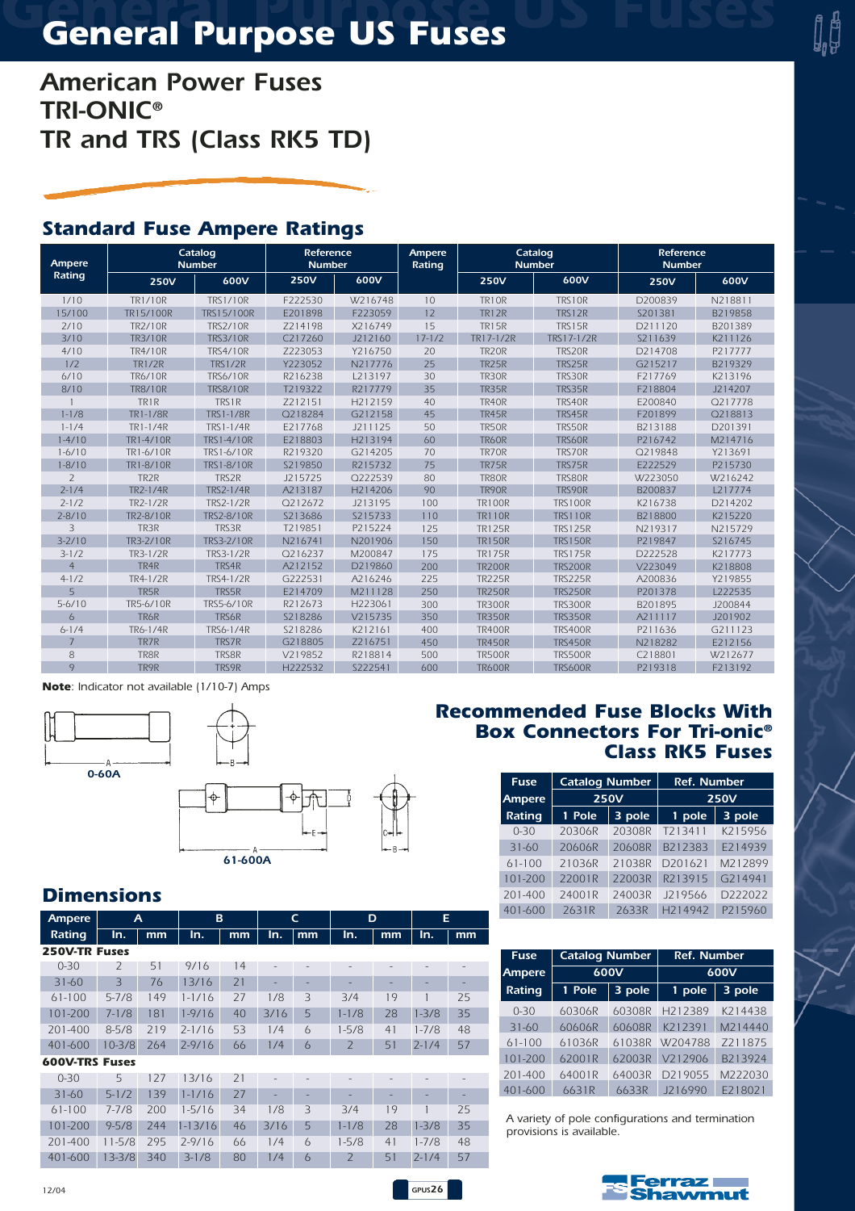# General Purpose US Fuses

## American Power Fuses
## TRI-ONIC®
## TR and TRS (Class RK5 TD)

### Standard Fuse Ampere Ratings

| Ampere Rating | Catalog Number | | Reference Number | | Ampere Rating | Catalog Number | | Reference Number | |
|---|---|---|---|---|---|---|---|---|---|
| | 250V | 600V | 250V | 600V | | 250V | 600V | 250V | 600V |
| 1/10 | TR1/10R | TRS1/10R | F222530 | W216748 | 10 | TR10R | TRS10R | D200839 | N218811 |
| 15/100 | TR15/100R | TRS15/100R | E201898 | F223059 | 12 | TR12R | TRS12R | S201381 | B219858 |
| 2/10 | TR2/10R | TRS2/10R | Z214198 | X216749 | 15 | TR15R | TRS15R | D211120 | B201389 |
| 3/10 | TR3/10R | TRS3/10R | C217260 | J212160 | 17-1/2 | TR17-1/2R | TRS17-1/2R | S211639 | K211126 |
| 4/10 | TR4/10R | TRS4/10R | Z223053 | Y216750 | 20 | TR20R | TRS20R | D214708 | P217777 |
| 1/2 | TR1/2R | TRS1/2R | Y223052 | N217776 | 25 | TR25R | TRS25R | G215217 | B219329 |
| 6/10 | TR6/10R | TRS6/10R | R216238 | L213197 | 30 | TR30R | TRS30R | F217769 | K213196 |
| 8/10 | TR8/10R | TRS8/10R | T219322 | R217779 | 35 | TR35R | TRS35R | F218804 | J214207 |
| 1 | TR1R | TRS1R | Z212151 | H212159 | 40 | TR40R | TRS40R | E200840 | Q217778 |
| 1-1/8 | TR1-1/8R | TRS1-1/8R | Q218284 | G212158 | 45 | TR45R | TRS45R | F201899 | Q218813 |
| 1-1/4 | TR1-1/4R | TRS1-1/4R | E217768 | J211125 | 50 | TR50R | TRS50R | B213188 | D201391 |
| 1-4/10 | TR1-4/10R | TRS1-4/10R | E218803 | H213194 | 60 | TR60R | TRS60R | P216742 | M214716 |
| 1-6/10 | TR1-6/10R | TRS1-6/10R | R219320 | G214205 | 70 | TR70R | TRS70R | Q219848 | Y213691 |
| 1-8/10 | TR1-8/10R | TRS1-8/10R | S219850 | R215732 | 75 | TR75R | TRS75R | E222529 | P215730 |
| 2 | TR2R | TRS2R | J215725 | Q222539 | 80 | TR80R | TRS80R | W223050 | W216242 |
| 2-1/4 | TR2-1/4R | TRS2-1/4R | A213187 | H214206 | 90 | TR90R | TRS90R | B200837 | L217774 |
| 2-1/2 | TR2-1/2R | TRS2-1/2R | Q212672 | J213195 | 100 | TR100R | TRS100R | K216738 | D214202 |
| 2-8/10 | TR2-8/10R | TRS2-8/10R | S213686 | S215733 | 110 | TR110R | TRS110R | B218800 | K215220 |
| 3 | TR3R | TRS3R | T219851 | P215224 | 125 | TR125R | TRS125R | N219317 | N215729 |
| 3-2/10 | TR3-2/10R | TRS3-2/10R | N216741 | N201906 | 150 | TR150R | TRS150R | P219847 | S216745 |
| 3-1/2 | TR3-1/2R | TRS3-1/2R | Q216237 | M200847 | 175 | TR175R | TRS175R | D222528 | K217773 |
| 4 | TR4R | TRS4R | A212152 | D219860 | 200 | TR200R | TRS200R | V223049 | K218808 |
| 4-1/2 | TR4-1/2R | TRS4-1/2R | G222531 | A216246 | 225 | TR225R | TRS225R | A200836 | Y219855 |
| 5 | TR5R | TRS5R | E214709 | M211128 | 250 | TR250R | TRS250R | P201378 | L222535 |
| 5-6/10 | TR5-6/10R | TRS5-6/10R | R212673 | H223061 | 300 | TR300R | TRS300R | B201895 | J200844 |
| 6 | TR6R | TRS6R | S218286 | V215735 | 350 | TR350R | TRS350R | A211117 | J201902 |
| 6-1/4 | TR6-1/4R | TRS6-1/4R | S218286 | K212161 | 400 | TR400R | TRS400R | P211636 | G211123 |
| 7 | TR7R | TRS7R | G218805 | Z216751 | 450 | TR450R | TRS450R | N218282 | E212156 |
| 8 | TR8R | TRS8R | V219852 | R218814 | 500 | TR500R | TRS500R | C218801 | W212677 |
| 9 | TR9R | TRS9R | H222532 | S222541 | 600 | TR600R | TRS600R | P219318 | F213192 |

**Note**: Indicator not available (1/10-7) Amps

0-60A

61-600A

### Dimensions

| Ampere Rating | A | | B | | C | | D | | E | |
|---|---|---|---|---|---|---|---|---|---|---|
| | In. | mm | In. | mm | In. | mm | In. | mm | In. | mm |
| **250V-TR Fuses** | | | | | | | | | | |
| 0-30 | 2 | 51 | 9/16 | 14 | - | - | - | - | - | - |
| 31-60 | 3 | 76 | 13/16 | 21 | - | - | - | - | - | - |
| 61-100 | 5-7/8 | 149 | 1-1/16 | 27 | 1/8 | 3 | 3/4 | 19 | 1 | 25 |
| 101-200 | 7-1/8 | 181 | 1-9/16 | 40 | 3/16 | 5 | 1-1/8 | 28 | 1-3/8 | 35 |
| 201-400 | 8-5/8 | 219 | 2-1/16 | 53 | 1/4 | 6 | 1-5/8 | 41 | 1-7/8 | 48 |
| 401-600 | 10-3/8 | 264 | 2-9/16 | 66 | 1/4 | 6 | 2 | 51 | 2-1/4 | 57 |
| **600V-TRS Fuses** | | | | | | | | | | |
| 0-30 | 5 | 127 | 13/16 | 21 | - | - | - | - | - | - |
| 31-60 | 5-1/2 | 139 | 1-1/16 | 27 | - | - | - | - | - | - |
| 61-100 | 7-7/8 | 200 | 1-5/16 | 34 | 1/8 | 3 | 3/4 | 19 | 1 | 25 |
| 101-200 | 9-5/8 | 244 | 1-13/16 | 46 | 3/16 | 5 | 1-1/8 | 28 | 1-3/8 | 35 |
| 201-400 | 11-5/8 | 295 | 2-9/16 | 66 | 1/4 | 6 | 1-5/8 | 41 | 1-7/8 | 48 |
| 401-600 | 13-3/8 | 340 | 3-1/8 | 80 | 1/4 | 6 | 2 | 51 | 2-1/4 | 57 |

### Recommended Fuse Blocks With Box Connectors For Tri-onic® Class RK5 Fuses

| Fuse Ampere Rating | Catalog Number 250V | | Ref. Number 250V | |
|---|---|---|---|---|
| | 1 Pole | 3 pole | 1 pole | 3 pole |
| 0-30 | 20306R | 20308R | T213411 | K215956 |
| 31-60 | 20606R | 20608R | B212383 | E214939 |
| 61-100 | 21036R | 21038R | D201621 | M212899 |
| 101-200 | 22001R | 22003R | R213915 | G214941 |
| 201-400 | 24001R | 24003R | J219566 | D222022 |
| 401-600 | 2631R | 2633R | H214942 | P215960 |

| Fuse Ampere Rating | Catalog Number 600V | | Ref. Number 600V | |
|---|---|---|---|---|
| | 1 Pole | 3 pole | 1 pole | 3 pole |
| 0-30 | 60306R | 60308R | H212389 | K214438 |
| 31-60 | 60606R | 60608R | K212391 | M214440 |
| 61-100 | 61036R | 61038R | W204788 | Z211875 |
| 101-200 | 62001R | 62003R | V212906 | B213924 |
| 201-400 | 64001R | 64003R | D219055 | M222030 |
| 401-600 | 6631R | 6633R | J216990 | E218021 |

A variety of pole configurations and termination provisions is available.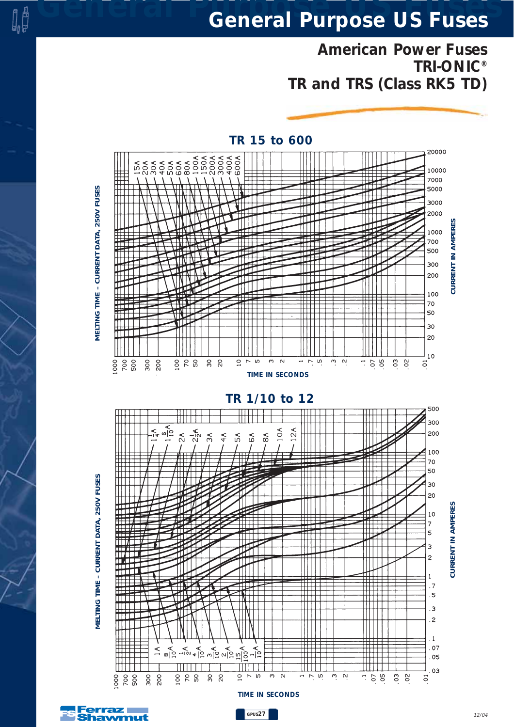# General Purpose US Fuses

## American Power Fuses
## TRI-ONIC®
## TR and TRS (Class RK5 TD)

### TR 15 to 600

MELTING TIME – CURRENT DATA, 250V FUSES

Curves: 15A, 20A, 30A, 40A, 50A, 60A, 80A, 100A, 150A, 200A, 300A, 400A, 600A

CURRENT IN AMPERES: 10, 20, 30, 50, 70, 100, 200, 300, 500, 700, 1000, 2000, 3000, 5000, 7000, 10000, 20000

TIME IN SECONDS: 1000, 700, 500, 300, 200, 100, 70, 50, 30, 20, 10, 7, 5, 3, 2, 1, .7, .5, .3, .2, .1, .07, .05, .03, .02, .01

### TR 1/10 to 12

MELTING TIME – CURRENT DATA, 250V FUSES

Curves: $1\frac{1}{4}$A, $1\frac{6}{10}$A, 2A, $2\frac{1}{2}$A, 3A, 4A, 5A, 6A, 8A, 10A, 12A, 1A, $\frac{8}{10}$A, $\frac{1}{2}$A, $\frac{4}{10}$A, $\frac{3}{10}$A, $\frac{2}{10}$A, $\frac{15}{100}$A, $\frac{1}{10}$A

CURRENT IN AMPERES: .03, .05, .07, .1, .2, .3, .5, .7, 1, 2, 3, 5, 7, 10, 20, 30, 50, 70, 100, 200, 300, 500

TIME IN SECONDS: 1000, 700, 500, 300, 200, 100, 70, 50, 30, 20, 10, 7, 5, 3, 2, 1, .7, .5, .3, .2, .1, .07, .05, .03, .02, .01

Ferraz Shawmut

GPUS27

12/04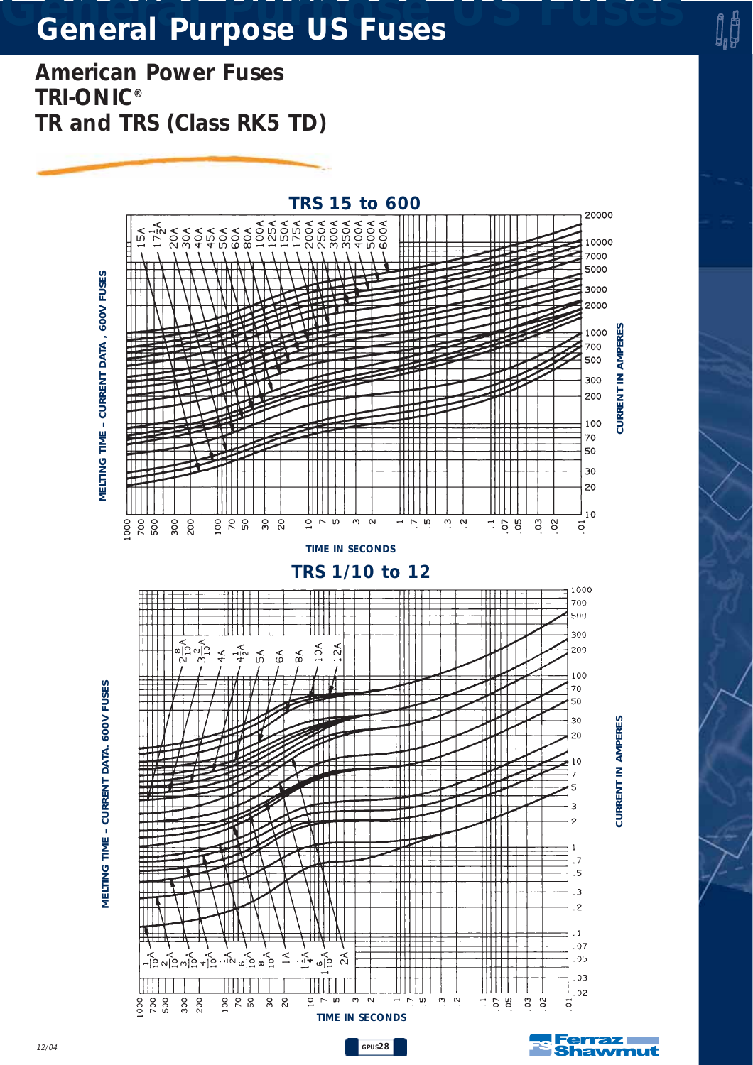# General Purpose US Fuses

## American Power Fuses
## TRI-ONIC®
## TR and TRS (Class RK5 TD)

### TRS 15 to 600

MELTING TIME – CURRENT DATA, 600V FUSES

15A, 17½A, 20A, 30A, 40A, 45A, 50A, 60A, 80A, 100A, 125A, 150A, 175A, 200A, 250A, 300A, 350A, 400A, 500A, 600A

CURRENT IN AMPERES: 20000, 10000, 7000, 5000, 3000, 2000, 1000, 700, 500, 300, 200, 100, 70, 50, 30, 20, 10

TIME IN SECONDS: 1000, 700, 500, 300, 200, 100, 70, 50, 30, 20, 10, 7, 5, 3, 2, 1, .7, .5, .3, .2, .1, .07, .05, .03, .02, .01

### TRS 1/10 to 12

MELTING TIME – CURRENT DATA. 600V FUSES

$2\frac{8}{10}$A, $3\frac{2}{10}$A, 4A, $4\frac{1}{2}$A, 5A, 6A, 8A, 10A, 12A

$\frac{1}{10}$A, $\frac{2}{10}$A, $\frac{3}{10}$A, $\frac{4}{10}$A, $\frac{1}{2}$A, $\frac{6}{10}$A, $\frac{8}{10}$A, 1A, $1\frac{1}{4}$A, $1\frac{6}{10}$A, 2A

CURRENT IN AMPERES: 1000, 700, 500, 300, 200, 100, 70, 50, 30, 20, 10, 7, 5, 3, 2, 1, .7, .5, .3, .2, .1, .07, .05, .03, .02

TIME IN SECONDS: 1000, 700, 500, 300, 200, 100, 70, 50, 30, 20, 10, 7, 5, 3, 2, 1, .7, .5, .3, .2, .1, .07, .05, .03, .02, .01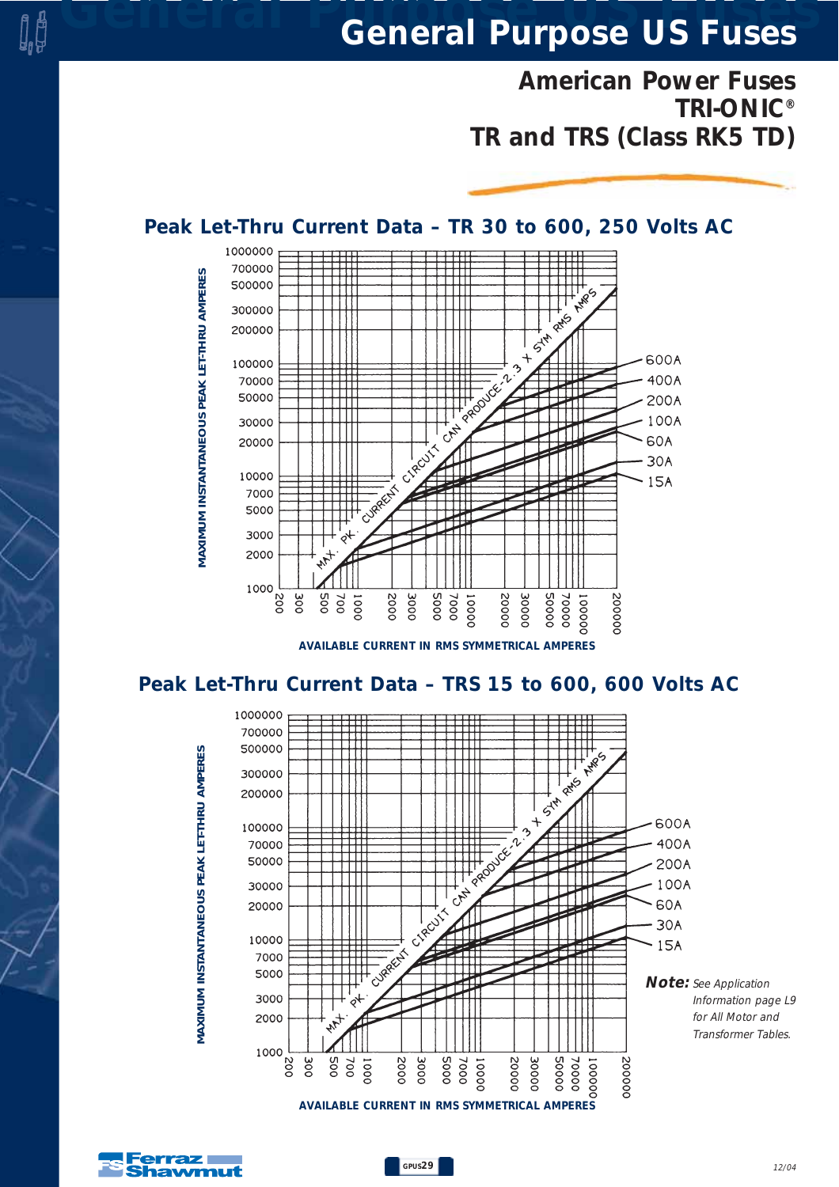# General Purpose US Fuses

## American Power Fuses
## TRI-ONIC®
## TR and TRS (Class RK5 TD)

### Peak Let-Thru Current Data – TR 30 to 600, 250 Volts AC

MAXIMUM INSTANTANEOUS PEAK LET-THRU AMPERES

1000000
700000
500000
300000
200000
100000
70000
50000
30000
20000
10000
7000
5000
3000
2000
1000

MAX. PK. CURRENT CIRCUIT CAN PRODUCE-2.3 X SYM RMS AMPS

600A
400A
200A
100A
60A
30A
15A

200 300 500 700 1000 2000 3000 5000 7000 10000 20000 30000 50000 70000 100000 200000

AVAILABLE CURRENT IN RMS SYMMETRICAL AMPERES

### Peak Let-Thru Current Data – TRS 15 to 600, 600 Volts AC

MAXIMUM INSTANTANEOUS PEAK LET-THRU AMPERES

1000000
700000
500000
300000
200000
100000
70000
50000
30000
20000
10000
7000
5000
3000
2000
1000

MAX. PK. CURRENT CIRCUIT CAN PRODUCE-2.3 X SYM RMS AMPS

600A
400A
200A
100A
60A
30A
15A

200 300 500 700 1000 2000 3000 5000 7000 10000 20000 30000 50000 70000 100000 200000

AVAILABLE CURRENT IN RMS SYMMETRICAL AMPERES

***Note:*** *See Application Information page L9 for All Motor and Transformer Tables.*

Ferraz Shawmut

12/04